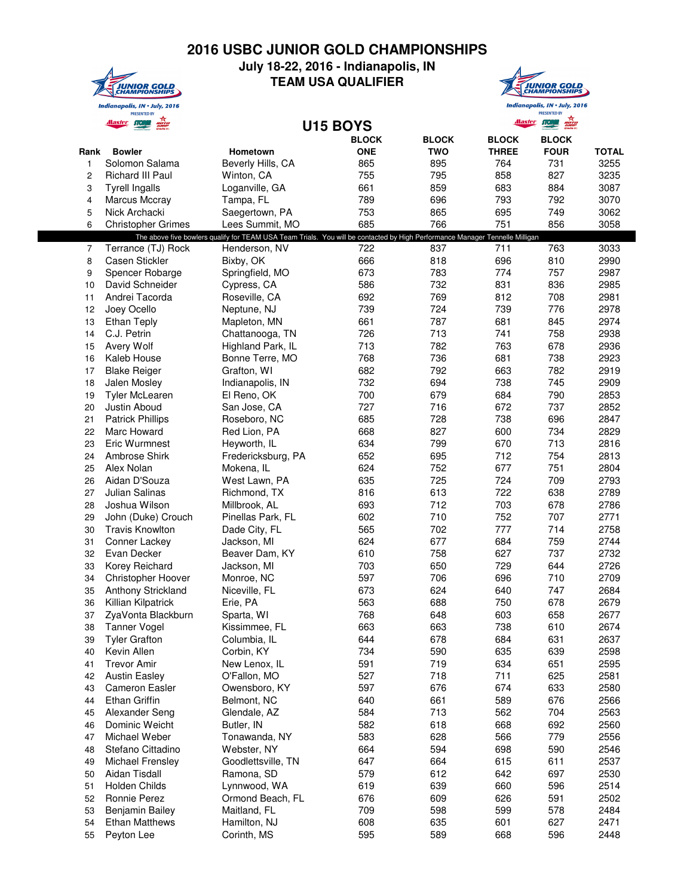# 2016 USBC JUNIOR GOLD CHAMPIONSHIPS

## July 18-22, 2016 - Indianapolis, IN

## TEAM USA QUALIFIER

## U15 BOYS

| Rank | Bowler | Hometown | BLOCK ONE | BLOCK TWO | BLOCK THREE | BLOCK FOUR | TOTAL |
|---|---|---|---|---|---|---|---|
| 1 | Solomon Salama | Beverly Hills, CA | 865 | 895 | 764 | 731 | 3255 |
| 2 | Richard III Paul | Winton, CA | 755 | 795 | 858 | 827 | 3235 |
| 3 | Tyrell Ingalls | Loganville, GA | 661 | 859 | 683 | 884 | 3087 |
| 4 | Marcus Mccray | Tampa, FL | 789 | 696 | 793 | 792 | 3070 |
| 5 | Nick Archacki | Saegertown, PA | 753 | 865 | 695 | 749 | 3062 |
| 6 | Christopher Grimes | Lees Summit, MO | 685 | 766 | 751 | 856 | 3058 |
| | The above five bowlers qualify for TEAM USA Team Trials. You will be contacted by High Performance Manager Tennelle Milligan | | | | | | |
| 7 | Terrance (TJ) Rock | Henderson, NV | 722 | 837 | 711 | 763 | 3033 |
| 8 | Casen Stickler | Bixby, OK | 666 | 818 | 696 | 810 | 2990 |
| 9 | Spencer Robarge | Springfield, MO | 673 | 783 | 774 | 757 | 2987 |
| 10 | David Schneider | Cypress, CA | 586 | 732 | 831 | 836 | 2985 |
| 11 | Andrei Tacorda | Roseville, CA | 692 | 769 | 812 | 708 | 2981 |
| 12 | Joey Ocello | Neptune, NJ | 739 | 724 | 739 | 776 | 2978 |
| 13 | Ethan Teply | Mapleton, MN | 661 | 787 | 681 | 845 | 2974 |
| 14 | C.J. Petrin | Chattanooga, TN | 726 | 713 | 741 | 758 | 2938 |
| 15 | Avery Wolf | Highland Park, IL | 713 | 782 | 763 | 678 | 2936 |
| 16 | Kaleb House | Bonne Terre, MO | 768 | 736 | 681 | 738 | 2923 |
| 17 | Blake Reiger | Grafton, WI | 682 | 792 | 663 | 782 | 2919 |
| 18 | Jalen Mosley | Indianapolis, IN | 732 | 694 | 738 | 745 | 2909 |
| 19 | Tyler McLearen | El Reno, OK | 700 | 679 | 684 | 790 | 2853 |
| 20 | Justin Aboud | San Jose, CA | 727 | 716 | 672 | 737 | 2852 |
| 21 | Patrick Phillips | Roseboro, NC | 685 | 728 | 738 | 696 | 2847 |
| 22 | Marc Howard | Red Lion, PA | 668 | 827 | 600 | 734 | 2829 |
| 23 | Eric Wurmnest | Heyworth, IL | 634 | 799 | 670 | 713 | 2816 |
| 24 | Ambrose Shirk | Fredericksburg, PA | 652 | 695 | 712 | 754 | 2813 |
| 25 | Alex Nolan | Mokena, IL | 624 | 752 | 677 | 751 | 2804 |
| 26 | Aidan D'Souza | West Lawn, PA | 635 | 725 | 724 | 709 | 2793 |
| 27 | Julian Salinas | Richmond, TX | 816 | 613 | 722 | 638 | 2789 |
| 28 | Joshua Wilson | Millbrook, AL | 693 | 712 | 703 | 678 | 2786 |
| 29 | John (Duke) Crouch | Pinellas Park, FL | 602 | 710 | 752 | 707 | 2771 |
| 30 | Travis Knowlton | Dade City, FL | 565 | 702 | 777 | 714 | 2758 |
| 31 | Conner Lackey | Jackson, MI | 624 | 677 | 684 | 759 | 2744 |
| 32 | Evan Decker | Beaver Dam, KY | 610 | 758 | 627 | 737 | 2732 |
| 33 | Korey Reichard | Jackson, MI | 703 | 650 | 729 | 644 | 2726 |
| 34 | Christopher Hoover | Monroe, NC | 597 | 706 | 696 | 710 | 2709 |
| 35 | Anthony Strickland | Niceville, FL | 673 | 624 | 640 | 747 | 2684 |
| 36 | Killian Kilpatrick | Erie, PA | 563 | 688 | 750 | 678 | 2679 |
| 37 | ZyaVonta Blackburn | Sparta, WI | 768 | 648 | 603 | 658 | 2677 |
| 38 | Tanner Vogel | Kissimmee, FL | 663 | 663 | 738 | 610 | 2674 |
| 39 | Tyler Grafton | Columbia, IL | 644 | 678 | 684 | 631 | 2637 |
| 40 | Kevin Allen | Corbin, KY | 734 | 590 | 635 | 639 | 2598 |
| 41 | Trevor Amir | New Lenox, IL | 591 | 719 | 634 | 651 | 2595 |
| 42 | Austin Easley | O'Fallon, MO | 527 | 718 | 711 | 625 | 2581 |
| 43 | Cameron Easler | Owensboro, KY | 597 | 676 | 674 | 633 | 2580 |
| 44 | Ethan Griffin | Belmont, NC | 640 | 661 | 589 | 676 | 2566 |
| 45 | Alexander Seng | Glendale, AZ | 584 | 713 | 562 | 704 | 2563 |
| 46 | Dominic Weicht | Butler, IN | 582 | 618 | 668 | 692 | 2560 |
| 47 | Michael Weber | Tonawanda, NY | 583 | 628 | 566 | 779 | 2556 |
| 48 | Stefano Cittadino | Webster, NY | 664 | 594 | 698 | 590 | 2546 |
| 49 | Michael Frensley | Goodlettsville, TN | 647 | 664 | 615 | 611 | 2537 |
| 50 | Aidan Tisdall | Ramona, SD | 579 | 612 | 642 | 697 | 2530 |
| 51 | Holden Childs | Lynnwood, WA | 619 | 639 | 660 | 596 | 2514 |
| 52 | Ronnie Perez | Ormond Beach, FL | 676 | 609 | 626 | 591 | 2502 |
| 53 | Benjamin Bailey | Maitland, FL | 709 | 598 | 599 | 578 | 2484 |
| 54 | Ethan Matthews | Hamilton, NJ | 608 | 635 | 601 | 627 | 2471 |
| 55 | Peyton Lee | Corinth, MS | 595 | 589 | 668 | 596 | 2448 |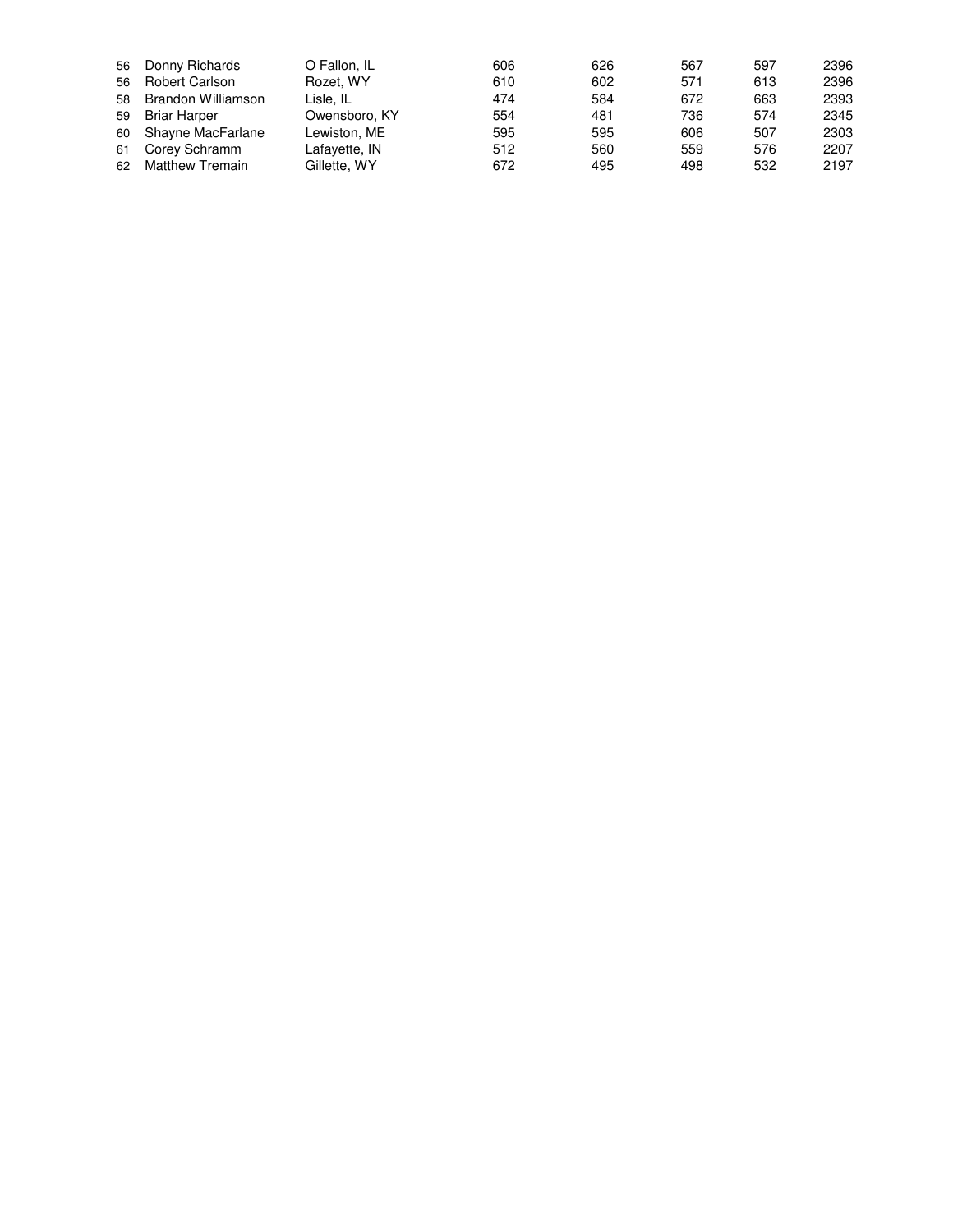| | | | | | | | |
|---|---|---|---|---|---|---|---|
| 56 | Donny Richards | O Fallon, IL | 606 | 626 | 567 | 597 | 2396 |
| 56 | Robert Carlson | Rozet, WY | 610 | 602 | 571 | 613 | 2396 |
| 58 | Brandon Williamson | Lisle, IL | 474 | 584 | 672 | 663 | 2393 |
| 59 | Briar Harper | Owensboro, KY | 554 | 481 | 736 | 574 | 2345 |
| 60 | Shayne MacFarlane | Lewiston, ME | 595 | 595 | 606 | 507 | 2303 |
| 61 | Corey Schramm | Lafayette, IN | 512 | 560 | 559 | 576 | 2207 |
| 62 | Matthew Tremain | Gillette, WY | 672 | 495 | 498 | 532 | 2197 |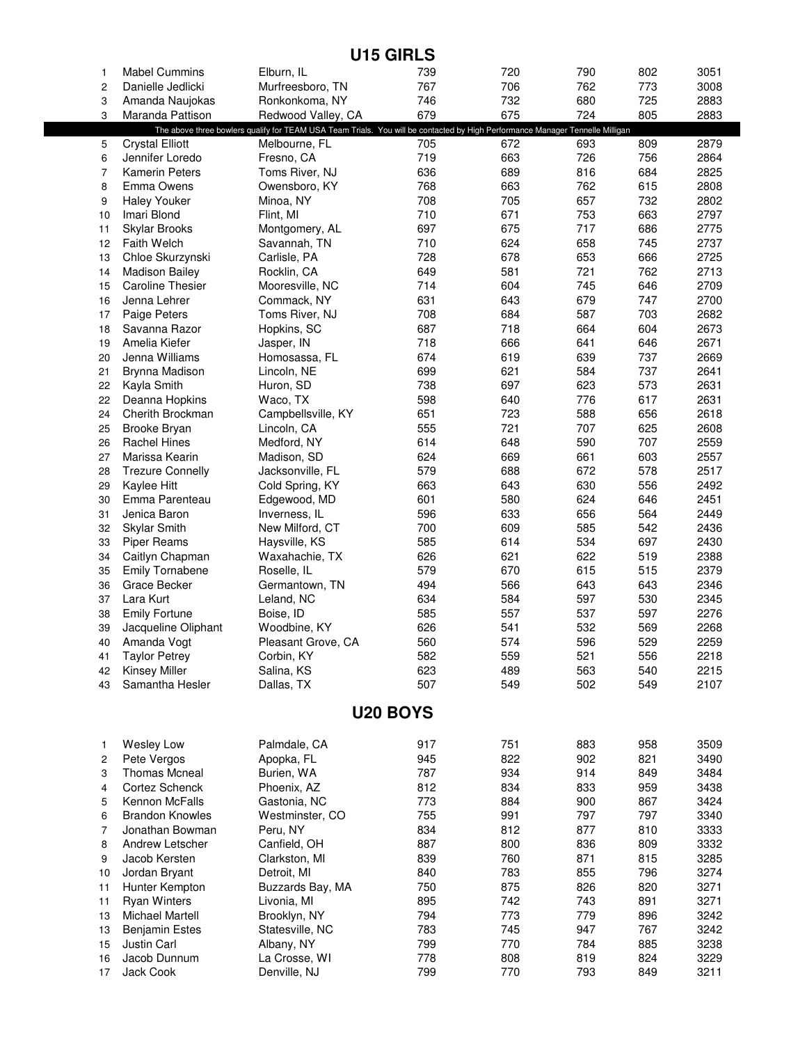## U15 GIRLS

| | | | | | | | |
|---|---|---|---|---|---|---|---|
| 1 | Mabel Cummins | Elburn, IL | 739 | 720 | 790 | 802 | 3051 |
| 2 | Danielle Jedlicki | Murfreesboro, TN | 767 | 706 | 762 | 773 | 3008 |
| 3 | Amanda Naujokas | Ronkonkoma, NY | 746 | 732 | 680 | 725 | 2883 |
| 3 | Maranda Pattison | Redwood Valley, CA | 679 | 675 | 724 | 805 | 2883 |
| | The above three bowlers qualify for TEAM USA Team Trials. You will be contacted by High Performance Manager Tennelle Milligan | | | | | | |
| 5 | Crystal Elliott | Melbourne, FL | 705 | 672 | 693 | 809 | 2879 |
| 6 | Jennifer Loredo | Fresno, CA | 719 | 663 | 726 | 756 | 2864 |
| 7 | Kamerin Peters | Toms River, NJ | 636 | 689 | 816 | 684 | 2825 |
| 8 | Emma Owens | Owensboro, KY | 768 | 663 | 762 | 615 | 2808 |
| 9 | Haley Youker | Minoa, NY | 708 | 705 | 657 | 732 | 2802 |
| 10 | Imari Blond | Flint, MI | 710 | 671 | 753 | 663 | 2797 |
| 11 | Skylar Brooks | Montgomery, AL | 697 | 675 | 717 | 686 | 2775 |
| 12 | Faith Welch | Savannah, TN | 710 | 624 | 658 | 745 | 2737 |
| 13 | Chloe Skurzynski | Carlisle, PA | 728 | 678 | 653 | 666 | 2725 |
| 14 | Madison Bailey | Rocklin, CA | 649 | 581 | 721 | 762 | 2713 |
| 15 | Caroline Thesier | Mooresville, NC | 714 | 604 | 745 | 646 | 2709 |
| 16 | Jenna Lehrer | Commack, NY | 631 | 643 | 679 | 747 | 2700 |
| 17 | Paige Peters | Toms River, NJ | 708 | 684 | 587 | 703 | 2682 |
| 18 | Savanna Razor | Hopkins, SC | 687 | 718 | 664 | 604 | 2673 |
| 19 | Amelia Kiefer | Jasper, IN | 718 | 666 | 641 | 646 | 2671 |
| 20 | Jenna Williams | Homosassa, FL | 674 | 619 | 639 | 737 | 2669 |
| 21 | Brynna Madison | Lincoln, NE | 699 | 621 | 584 | 737 | 2641 |
| 22 | Kayla Smith | Huron, SD | 738 | 697 | 623 | 573 | 2631 |
| 22 | Deanna Hopkins | Waco, TX | 598 | 640 | 776 | 617 | 2631 |
| 24 | Cherith Brockman | Campbellsville, KY | 651 | 723 | 588 | 656 | 2618 |
| 25 | Brooke Bryan | Lincoln, CA | 555 | 721 | 707 | 625 | 2608 |
| 26 | Rachel Hines | Medford, NY | 614 | 648 | 590 | 707 | 2559 |
| 27 | Marissa Kearin | Madison, SD | 624 | 669 | 661 | 603 | 2557 |
| 28 | Trezure Connelly | Jacksonville, FL | 579 | 688 | 672 | 578 | 2517 |
| 29 | Kaylee Hitt | Cold Spring, KY | 663 | 643 | 630 | 556 | 2492 |
| 30 | Emma Parenteau | Edgewood, MD | 601 | 580 | 624 | 646 | 2451 |
| 31 | Jenica Baron | Inverness, IL | 596 | 633 | 656 | 564 | 2449 |
| 32 | Skylar Smith | New Milford, CT | 700 | 609 | 585 | 542 | 2436 |
| 33 | Piper Reams | Haysville, KS | 585 | 614 | 534 | 697 | 2430 |
| 34 | Caitlyn Chapman | Waxahachie, TX | 626 | 621 | 622 | 519 | 2388 |
| 35 | Emily Tornabene | Roselle, IL | 579 | 670 | 615 | 515 | 2379 |
| 36 | Grace Becker | Germantown, TN | 494 | 566 | 643 | 643 | 2346 |
| 37 | Lara Kurt | Leland, NC | 634 | 584 | 597 | 530 | 2345 |
| 38 | Emily Fortune | Boise, ID | 585 | 557 | 537 | 597 | 2276 |
| 39 | Jacqueline Oliphant | Woodbine, KY | 626 | 541 | 532 | 569 | 2268 |
| 40 | Amanda Vogt | Pleasant Grove, CA | 560 | 574 | 596 | 529 | 2259 |
| 41 | Taylor Petrey | Corbin, KY | 582 | 559 | 521 | 556 | 2218 |
| 42 | Kinsey Miller | Salina, KS | 623 | 489 | 563 | 540 | 2215 |
| 43 | Samantha Hesler | Dallas, TX | 507 | 549 | 502 | 549 | 2107 |

## U20 BOYS

| | | | | | | | |
|---|---|---|---|---|---|---|---|
| 1 | Wesley Low | Palmdale, CA | 917 | 751 | 883 | 958 | 3509 |
| 2 | Pete Vergos | Apopka, FL | 945 | 822 | 902 | 821 | 3490 |
| 3 | Thomas Mcneal | Burien, WA | 787 | 934 | 914 | 849 | 3484 |
| 4 | Cortez Schenck | Phoenix, AZ | 812 | 834 | 833 | 959 | 3438 |
| 5 | Kennon McFalls | Gastonia, NC | 773 | 884 | 900 | 867 | 3424 |
| 6 | Brandon Knowles | Westminster, CO | 755 | 991 | 797 | 797 | 3340 |
| 7 | Jonathan Bowman | Peru, NY | 834 | 812 | 877 | 810 | 3333 |
| 8 | Andrew Letscher | Canfield, OH | 887 | 800 | 836 | 809 | 3332 |
| 9 | Jacob Kersten | Clarkston, MI | 839 | 760 | 871 | 815 | 3285 |
| 10 | Jordan Bryant | Detroit, MI | 840 | 783 | 855 | 796 | 3274 |
| 11 | Hunter Kempton | Buzzards Bay, MA | 750 | 875 | 826 | 820 | 3271 |
| 11 | Ryan Winters | Livonia, MI | 895 | 742 | 743 | 891 | 3271 |
| 13 | Michael Martell | Brooklyn, NY | 794 | 773 | 779 | 896 | 3242 |
| 13 | Benjamin Estes | Statesville, NC | 783 | 745 | 947 | 767 | 3242 |
| 15 | Justin Carl | Albany, NY | 799 | 770 | 784 | 885 | 3238 |
| 16 | Jacob Dunnum | La Crosse, WI | 778 | 808 | 819 | 824 | 3229 |
| 17 | Jack Cook | Denville, NJ | 799 | 770 | 793 | 849 | 3211 |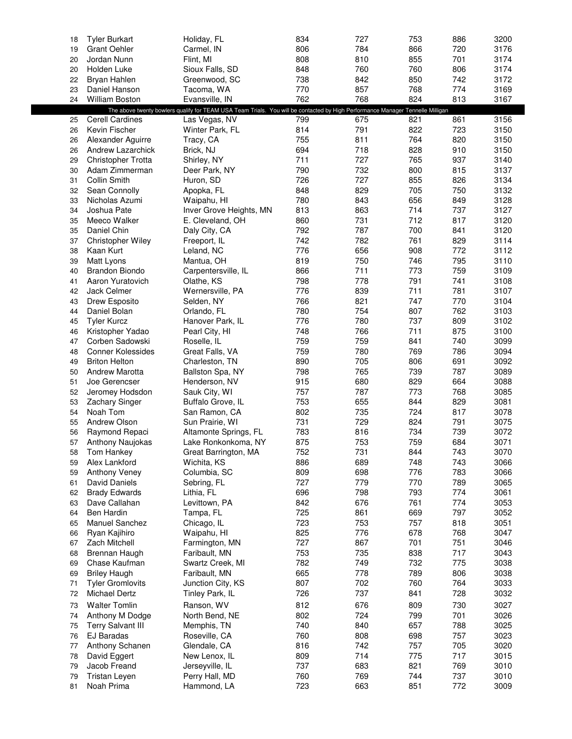| | | | | | | | |
|---|---|---|---|---|---|---|---|
| 18 | Tyler Burkart | Holiday, FL | 834 | 727 | 753 | 886 | 3200 |
| 19 | Grant Oehler | Carmel, IN | 806 | 784 | 866 | 720 | 3176 |
| 20 | Jordan Nunn | Flint, MI | 808 | 810 | 855 | 701 | 3174 |
| 20 | Holden Luke | Sioux Falls, SD | 848 | 760 | 760 | 806 | 3174 |
| 22 | Bryan Hahlen | Greenwood, SC | 738 | 842 | 850 | 742 | 3172 |
| 23 | Daniel Hanson | Tacoma, WA | 770 | 857 | 768 | 774 | 3169 |
| 24 | William Boston | Evansville, IN | 762 | 768 | 824 | 813 | 3167 |
| | The above twenty bowlers qualify for TEAM USA Team Trials. You will be contacted by High Performance Manager Tennelle Milligan | | | | | | |
| 25 | Cerell Cardines | Las Vegas, NV | 799 | 675 | 821 | 861 | 3156 |
| 26 | Kevin Fischer | Winter Park, FL | 814 | 791 | 822 | 723 | 3150 |
| 26 | Alexander Aguirre | Tracy, CA | 755 | 811 | 764 | 820 | 3150 |
| 26 | Andrew Lazarchick | Brick, NJ | 694 | 718 | 828 | 910 | 3150 |
| 29 | Christopher Trotta | Shirley, NY | 711 | 727 | 765 | 937 | 3140 |
| 30 | Adam Zimmerman | Deer Park, NY | 790 | 732 | 800 | 815 | 3137 |
| 31 | Collin Smith | Huron, SD | 726 | 727 | 855 | 826 | 3134 |
| 32 | Sean Connolly | Apopka, FL | 848 | 829 | 705 | 750 | 3132 |
| 33 | Nicholas Azumi | Waipahu, HI | 780 | 843 | 656 | 849 | 3128 |
| 34 | Joshua Pate | Inver Grove Heights, MN | 813 | 863 | 714 | 737 | 3127 |
| 35 | Meeco Walker | E. Cleveland, OH | 860 | 731 | 712 | 817 | 3120 |
| 35 | Daniel Chin | Daly City, CA | 792 | 787 | 700 | 841 | 3120 |
| 37 | Christopher Wiley | Freeport, IL | 742 | 782 | 761 | 829 | 3114 |
| 38 | Kaan Kurt | Leland, NC | 776 | 656 | 908 | 772 | 3112 |
| 39 | Matt Lyons | Mantua, OH | 819 | 750 | 746 | 795 | 3110 |
| 40 | Brandon Biondo | Carpentersville, IL | 866 | 711 | 773 | 759 | 3109 |
| 41 | Aaron Yuratovich | Olathe, KS | 798 | 778 | 791 | 741 | 3108 |
| 42 | Jack Celmer | Wernersville, PA | 776 | 839 | 711 | 781 | 3107 |
| 43 | Drew Esposito | Selden, NY | 766 | 821 | 747 | 770 | 3104 |
| 44 | Daniel Bolan | Orlando, FL | 780 | 754 | 807 | 762 | 3103 |
| 45 | Tyler Kurcz | Hanover Park, IL | 776 | 780 | 737 | 809 | 3102 |
| 46 | Kristopher Yadao | Pearl City, HI | 748 | 766 | 711 | 875 | 3100 |
| 47 | Corben Sadowski | Roselle, IL | 759 | 759 | 841 | 740 | 3099 |
| 48 | Conner Kolessides | Great Falls, VA | 759 | 780 | 769 | 786 | 3094 |
| 49 | Briton Helton | Charleston, TN | 890 | 705 | 806 | 691 | 3092 |
| 50 | Andrew Marotta | Ballston Spa, NY | 798 | 765 | 739 | 787 | 3089 |
| 51 | Joe Gerencser | Henderson, NV | 915 | 680 | 829 | 664 | 3088 |
| 52 | Jeromey Hodsdon | Sauk City, WI | 757 | 787 | 773 | 768 | 3085 |
| 53 | Zachary Singer | Buffalo Grove, IL | 753 | 655 | 844 | 829 | 3081 |
| 54 | Noah Tom | San Ramon, CA | 802 | 735 | 724 | 817 | 3078 |
| 55 | Andrew Olson | Sun Prairie, WI | 731 | 729 | 824 | 791 | 3075 |
| 56 | Raymond Repaci | Altamonte Springs, FL | 783 | 816 | 734 | 739 | 3072 |
| 57 | Anthony Naujokas | Lake Ronkonkoma, NY | 875 | 753 | 759 | 684 | 3071 |
| 58 | Tom Hankey | Great Barrington, MA | 752 | 731 | 844 | 743 | 3070 |
| 59 | Alex Lankford | Wichita, KS | 886 | 689 | 748 | 743 | 3066 |
| 59 | Anthony Veney | Columbia, SC | 809 | 698 | 776 | 783 | 3066 |
| 61 | David Daniels | Sebring, FL | 727 | 779 | 770 | 789 | 3065 |
| 62 | Brady Edwards | Lithia, FL | 696 | 798 | 793 | 774 | 3061 |
| 63 | Dave Callahan | Levittown, PA | 842 | 676 | 761 | 774 | 3053 |
| 64 | Ben Hardin | Tampa, FL | 725 | 861 | 669 | 797 | 3052 |
| 65 | Manuel Sanchez | Chicago, IL | 723 | 753 | 757 | 818 | 3051 |
| 66 | Ryan Kajihiro | Waipahu, HI | 825 | 776 | 678 | 768 | 3047 |
| 67 | Zach Mitchell | Farmington, MN | 727 | 867 | 701 | 751 | 3046 |
| 68 | Brennan Haugh | Faribault, MN | 753 | 735 | 838 | 717 | 3043 |
| 69 | Chase Kaufman | Swartz Creek, MI | 782 | 749 | 732 | 775 | 3038 |
| 69 | Briley Haugh | Faribault, MN | 665 | 778 | 789 | 806 | 3038 |
| 71 | Tyler Gromlovits | Junction City, KS | 807 | 702 | 760 | 764 | 3033 |
| 72 | Michael Dertz | Tinley Park, IL | 726 | 737 | 841 | 728 | 3032 |
| 73 | Walter Tomlin | Ranson, WV | 812 | 676 | 809 | 730 | 3027 |
| 74 | Anthony M Dodge | North Bend, NE | 802 | 724 | 799 | 701 | 3026 |
| 75 | Terry Salvant III | Memphis, TN | 740 | 840 | 657 | 788 | 3025 |
| 76 | EJ Baradas | Roseville, CA | 760 | 808 | 698 | 757 | 3023 |
| 77 | Anthony Schanen | Glendale, CA | 816 | 742 | 757 | 705 | 3020 |
| 78 | David Eggert | New Lenox, IL | 809 | 714 | 775 | 717 | 3015 |
| 79 | Jacob Freand | Jerseyville, IL | 737 | 683 | 821 | 769 | 3010 |
| 79 | Tristan Leyen | Perry Hall, MD | 760 | 769 | 744 | 737 | 3010 |
| 81 | Noah Prima | Hammond, LA | 723 | 663 | 851 | 772 | 3009 |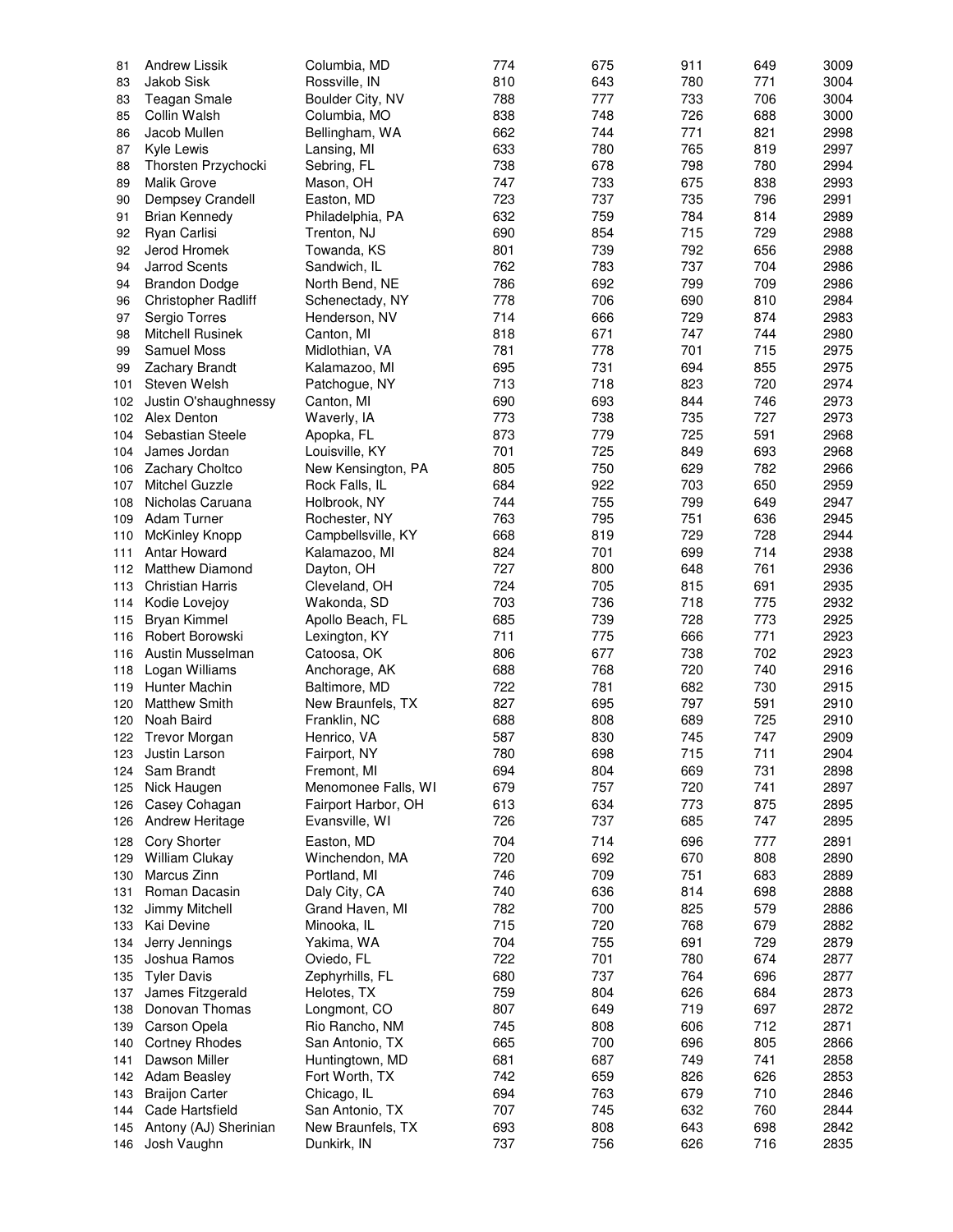| | | | | | | | |
|---|---|---|---|---|---|---|---|
| 81 | Andrew Lissik | Columbia, MD | 774 | 675 | 911 | 649 | 3009 |
| 83 | Jakob Sisk | Rossville, IN | 810 | 643 | 780 | 771 | 3004 |
| 83 | Teagan Smale | Boulder City, NV | 788 | 777 | 733 | 706 | 3004 |
| 85 | Collin Walsh | Columbia, MO | 838 | 748 | 726 | 688 | 3000 |
| 86 | Jacob Mullen | Bellingham, WA | 662 | 744 | 771 | 821 | 2998 |
| 87 | Kyle Lewis | Lansing, MI | 633 | 780 | 765 | 819 | 2997 |
| 88 | Thorsten Przychocki | Sebring, FL | 738 | 678 | 798 | 780 | 2994 |
| 89 | Malik Grove | Mason, OH | 747 | 733 | 675 | 838 | 2993 |
| 90 | Dempsey Crandell | Easton, MD | 723 | 737 | 735 | 796 | 2991 |
| 91 | Brian Kennedy | Philadelphia, PA | 632 | 759 | 784 | 814 | 2989 |
| 92 | Ryan Carlisi | Trenton, NJ | 690 | 854 | 715 | 729 | 2988 |
| 92 | Jerod Hromek | Towanda, KS | 801 | 739 | 792 | 656 | 2988 |
| 94 | Jarrod Scents | Sandwich, IL | 762 | 783 | 737 | 704 | 2986 |
| 94 | Brandon Dodge | North Bend, NE | 786 | 692 | 799 | 709 | 2986 |
| 96 | Christopher Radliff | Schenectady, NY | 778 | 706 | 690 | 810 | 2984 |
| 97 | Sergio Torres | Henderson, NV | 714 | 666 | 729 | 874 | 2983 |
| 98 | Mitchell Rusinek | Canton, MI | 818 | 671 | 747 | 744 | 2980 |
| 99 | Samuel Moss | Midlothian, VA | 781 | 778 | 701 | 715 | 2975 |
| 99 | Zachary Brandt | Kalamazoo, MI | 695 | 731 | 694 | 855 | 2975 |
| 101 | Steven Welsh | Patchogue, NY | 713 | 718 | 823 | 720 | 2974 |
| 102 | Justin O'shaughnessy | Canton, MI | 690 | 693 | 844 | 746 | 2973 |
| 102 | Alex Denton | Waverly, IA | 773 | 738 | 735 | 727 | 2973 |
| 104 | Sebastian Steele | Apopka, FL | 873 | 779 | 725 | 591 | 2968 |
| 104 | James Jordan | Louisville, KY | 701 | 725 | 849 | 693 | 2968 |
| 106 | Zachary Choltco | New Kensington, PA | 805 | 750 | 629 | 782 | 2966 |
| 107 | Mitchel Guzzle | Rock Falls, IL | 684 | 922 | 703 | 650 | 2959 |
| 108 | Nicholas Caruana | Holbrook, NY | 744 | 755 | 799 | 649 | 2947 |
| 109 | Adam Turner | Rochester, NY | 763 | 795 | 751 | 636 | 2945 |
| 110 | McKinley Knopp | Campbellsville, KY | 668 | 819 | 729 | 728 | 2944 |
| 111 | Antar Howard | Kalamazoo, MI | 824 | 701 | 699 | 714 | 2938 |
| 112 | Matthew Diamond | Dayton, OH | 727 | 800 | 648 | 761 | 2936 |
| 113 | Christian Harris | Cleveland, OH | 724 | 705 | 815 | 691 | 2935 |
| 114 | Kodie Lovejoy | Wakonda, SD | 703 | 736 | 718 | 775 | 2932 |
| 115 | Bryan Kimmel | Apollo Beach, FL | 685 | 739 | 728 | 773 | 2925 |
| 116 | Robert Borowski | Lexington, KY | 711 | 775 | 666 | 771 | 2923 |
| 116 | Austin Musselman | Catoosa, OK | 806 | 677 | 738 | 702 | 2923 |
| 118 | Logan Williams | Anchorage, AK | 688 | 768 | 720 | 740 | 2916 |
| 119 | Hunter Machin | Baltimore, MD | 722 | 781 | 682 | 730 | 2915 |
| 120 | Matthew Smith | New Braunfels, TX | 827 | 695 | 797 | 591 | 2910 |
| 120 | Noah Baird | Franklin, NC | 688 | 808 | 689 | 725 | 2910 |
| 122 | Trevor Morgan | Henrico, VA | 587 | 830 | 745 | 747 | 2909 |
| 123 | Justin Larson | Fairport, NY | 780 | 698 | 715 | 711 | 2904 |
| 124 | Sam Brandt | Fremont, MI | 694 | 804 | 669 | 731 | 2898 |
| 125 | Nick Haugen | Menomonee Falls, WI | 679 | 757 | 720 | 741 | 2897 |
| 126 | Casey Cohagan | Fairport Harbor, OH | 613 | 634 | 773 | 875 | 2895 |
| 126 | Andrew Heritage | Evansville, WI | 726 | 737 | 685 | 747 | 2895 |
| 128 | Cory Shorter | Easton, MD | 704 | 714 | 696 | 777 | 2891 |
| 129 | William Clukay | Winchendon, MA | 720 | 692 | 670 | 808 | 2890 |
| 130 | Marcus Zinn | Portland, MI | 746 | 709 | 751 | 683 | 2889 |
| 131 | Roman Dacasin | Daly City, CA | 740 | 636 | 814 | 698 | 2888 |
| 132 | Jimmy Mitchell | Grand Haven, MI | 782 | 700 | 825 | 579 | 2886 |
| 133 | Kai Devine | Minooka, IL | 715 | 720 | 768 | 679 | 2882 |
| 134 | Jerry Jennings | Yakima, WA | 704 | 755 | 691 | 729 | 2879 |
| 135 | Joshua Ramos | Oviedo, FL | 722 | 701 | 780 | 674 | 2877 |
| 135 | Tyler Davis | Zephyrhills, FL | 680 | 737 | 764 | 696 | 2877 |
| 137 | James Fitzgerald | Helotes, TX | 759 | 804 | 626 | 684 | 2873 |
| 138 | Donovan Thomas | Longmont, CO | 807 | 649 | 719 | 697 | 2872 |
| 139 | Carson Opela | Rio Rancho, NM | 745 | 808 | 606 | 712 | 2871 |
| 140 | Cortney Rhodes | San Antonio, TX | 665 | 700 | 696 | 805 | 2866 |
| 141 | Dawson Miller | Huntingtown, MD | 681 | 687 | 749 | 741 | 2858 |
| 142 | Adam Beasley | Fort Worth, TX | 742 | 659 | 826 | 626 | 2853 |
| 143 | Braijon Carter | Chicago, IL | 694 | 763 | 679 | 710 | 2846 |
| 144 | Cade Hartsfield | San Antonio, TX | 707 | 745 | 632 | 760 | 2844 |
| 145 | Antony (AJ) Sherinian | New Braunfels, TX | 693 | 808 | 643 | 698 | 2842 |
| 146 | Josh Vaughn | Dunkirk, IN | 737 | 756 | 626 | 716 | 2835 |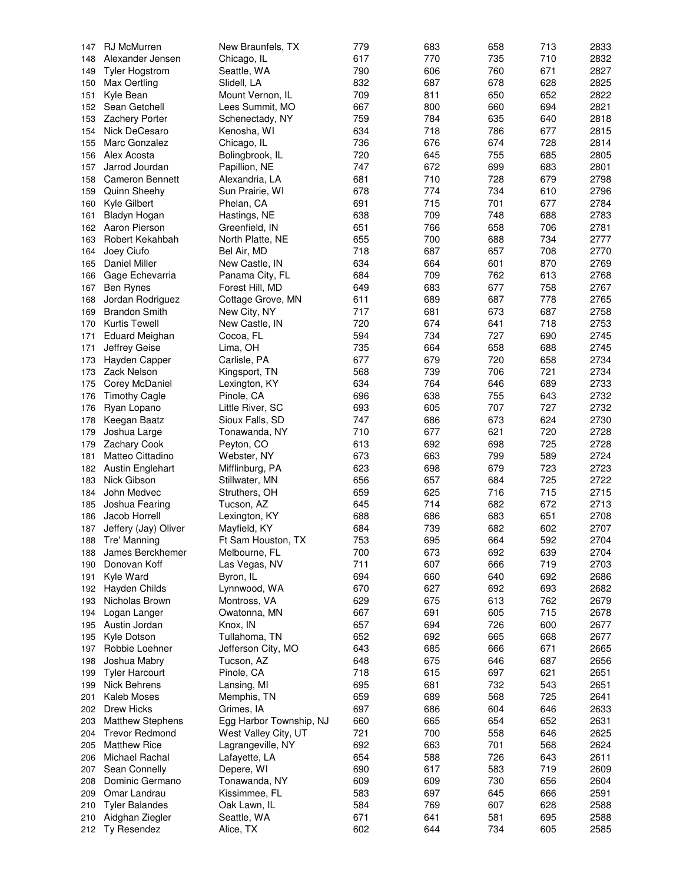| | | | | | | | |
|---|---|---|---|---|---|---|---|
| 147 | RJ McMurren | New Braunfels, TX | 779 | 683 | 658 | 713 | 2833 |
| 148 | Alexander Jensen | Chicago, IL | 617 | 770 | 735 | 710 | 2832 |
| 149 | Tyler Hogstrom | Seattle, WA | 790 | 606 | 760 | 671 | 2827 |
| 150 | Max Oertling | Slidell, LA | 832 | 687 | 678 | 628 | 2825 |
| 151 | Kyle Bean | Mount Vernon, IL | 709 | 811 | 650 | 652 | 2822 |
| 152 | Sean Getchell | Lees Summit, MO | 667 | 800 | 660 | 694 | 2821 |
| 153 | Zachery Porter | Schenectady, NY | 759 | 784 | 635 | 640 | 2818 |
| 154 | Nick DeCesaro | Kenosha, WI | 634 | 718 | 786 | 677 | 2815 |
| 155 | Marc Gonzalez | Chicago, IL | 736 | 676 | 674 | 728 | 2814 |
| 156 | Alex Acosta | Bolingbrook, IL | 720 | 645 | 755 | 685 | 2805 |
| 157 | Jarrod Jourdan | Papillion, NE | 747 | 672 | 699 | 683 | 2801 |
| 158 | Cameron Bennett | Alexandria, LA | 681 | 710 | 728 | 679 | 2798 |
| 159 | Quinn Sheehy | Sun Prairie, WI | 678 | 774 | 734 | 610 | 2796 |
| 160 | Kyle Gilbert | Phelan, CA | 691 | 715 | 701 | 677 | 2784 |
| 161 | Bladyn Hogan | Hastings, NE | 638 | 709 | 748 | 688 | 2783 |
| 162 | Aaron Pierson | Greenfield, IN | 651 | 766 | 658 | 706 | 2781 |
| 163 | Robert Kekahbah | North Platte, NE | 655 | 700 | 688 | 734 | 2777 |
| 164 | Joey Ciufo | Bel Air, MD | 718 | 687 | 657 | 708 | 2770 |
| 165 | Daniel Miller | New Castle, IN | 634 | 664 | 601 | 870 | 2769 |
| 166 | Gage Echevarria | Panama City, FL | 684 | 709 | 762 | 613 | 2768 |
| 167 | Ben Rynes | Forest Hill, MD | 649 | 683 | 677 | 758 | 2767 |
| 168 | Jordan Rodriguez | Cottage Grove, MN | 611 | 689 | 687 | 778 | 2765 |
| 169 | Brandon Smith | New City, NY | 717 | 681 | 673 | 687 | 2758 |
| 170 | Kurtis Tewell | New Castle, IN | 720 | 674 | 641 | 718 | 2753 |
| 171 | Eduard Meighan | Cocoa, FL | 594 | 734 | 727 | 690 | 2745 |
| 171 | Jeffrey Geise | Lima, OH | 735 | 664 | 658 | 688 | 2745 |
| 173 | Hayden Capper | Carlisle, PA | 677 | 679 | 720 | 658 | 2734 |
| 173 | Zack Nelson | Kingsport, TN | 568 | 739 | 706 | 721 | 2734 |
| 175 | Corey McDaniel | Lexington, KY | 634 | 764 | 646 | 689 | 2733 |
| 176 | Timothy Cagle | Pinole, CA | 696 | 638 | 755 | 643 | 2732 |
| 176 | Ryan Lopano | Little River, SC | 693 | 605 | 707 | 727 | 2732 |
| 178 | Keegan Baatz | Sioux Falls, SD | 747 | 686 | 673 | 624 | 2730 |
| 179 | Joshua Large | Tonawanda, NY | 710 | 677 | 621 | 720 | 2728 |
| 179 | Zachary Cook | Peyton, CO | 613 | 692 | 698 | 725 | 2728 |
| 181 | Matteo Cittadino | Webster, NY | 673 | 663 | 799 | 589 | 2724 |
| 182 | Austin Englehart | Mifflinburg, PA | 623 | 698 | 679 | 723 | 2723 |
| 183 | Nick Gibson | Stillwater, MN | 656 | 657 | 684 | 725 | 2722 |
| 184 | John Medvec | Struthers, OH | 659 | 625 | 716 | 715 | 2715 |
| 185 | Joshua Fearing | Tucson, AZ | 645 | 714 | 682 | 672 | 2713 |
| 186 | Jacob Horrell | Lexington, KY | 688 | 686 | 683 | 651 | 2708 |
| 187 | Jeffery (Jay) Oliver | Mayfield, KY | 684 | 739 | 682 | 602 | 2707 |
| 188 | Tre' Manning | Ft Sam Houston, TX | 753 | 695 | 664 | 592 | 2704 |
| 188 | James Berckhemer | Melbourne, FL | 700 | 673 | 692 | 639 | 2704 |
| 190 | Donovan Koff | Las Vegas, NV | 711 | 607 | 666 | 719 | 2703 |
| 191 | Kyle Ward | Byron, IL | 694 | 660 | 640 | 692 | 2686 |
| 192 | Hayden Childs | Lynnwood, WA | 670 | 627 | 692 | 693 | 2682 |
| 193 | Nicholas Brown | Montross, VA | 629 | 675 | 613 | 762 | 2679 |
| 194 | Logan Langer | Owatonna, MN | 667 | 691 | 605 | 715 | 2678 |
| 195 | Austin Jordan | Knox, IN | 657 | 694 | 726 | 600 | 2677 |
| 195 | Kyle Dotson | Tullahoma, TN | 652 | 692 | 665 | 668 | 2677 |
| 197 | Robbie Loehner | Jefferson City, MO | 643 | 685 | 666 | 671 | 2665 |
| 198 | Joshua Mabry | Tucson, AZ | 648 | 675 | 646 | 687 | 2656 |
| 199 | Tyler Harcourt | Pinole, CA | 718 | 615 | 697 | 621 | 2651 |
| 199 | Nick Behrens | Lansing, MI | 695 | 681 | 732 | 543 | 2651 |
| 201 | Kaleb Moses | Memphis, TN | 659 | 689 | 568 | 725 | 2641 |
| 202 | Drew Hicks | Grimes, IA | 697 | 686 | 604 | 646 | 2633 |
| 203 | Matthew Stephens | Egg Harbor Township, NJ | 660 | 665 | 654 | 652 | 2631 |
| 204 | Trevor Redmond | West Valley City, UT | 721 | 700 | 558 | 646 | 2625 |
| 205 | Matthew Rice | Lagrangeville, NY | 692 | 663 | 701 | 568 | 2624 |
| 206 | Michael Rachal | Lafayette, LA | 654 | 588 | 726 | 643 | 2611 |
| 207 | Sean Connelly | Depere, WI | 690 | 617 | 583 | 719 | 2609 |
| 208 | Dominic Germano | Tonawanda, NY | 609 | 609 | 730 | 656 | 2604 |
| 209 | Omar Landrau | Kissimmee, FL | 583 | 697 | 645 | 666 | 2591 |
| 210 | Tyler Balandes | Oak Lawn, IL | 584 | 769 | 607 | 628 | 2588 |
| 210 | Aidghan Ziegler | Seattle, WA | 671 | 641 | 581 | 695 | 2588 |
| 212 | Ty Resendez | Alice, TX | 602 | 644 | 734 | 605 | 2585 |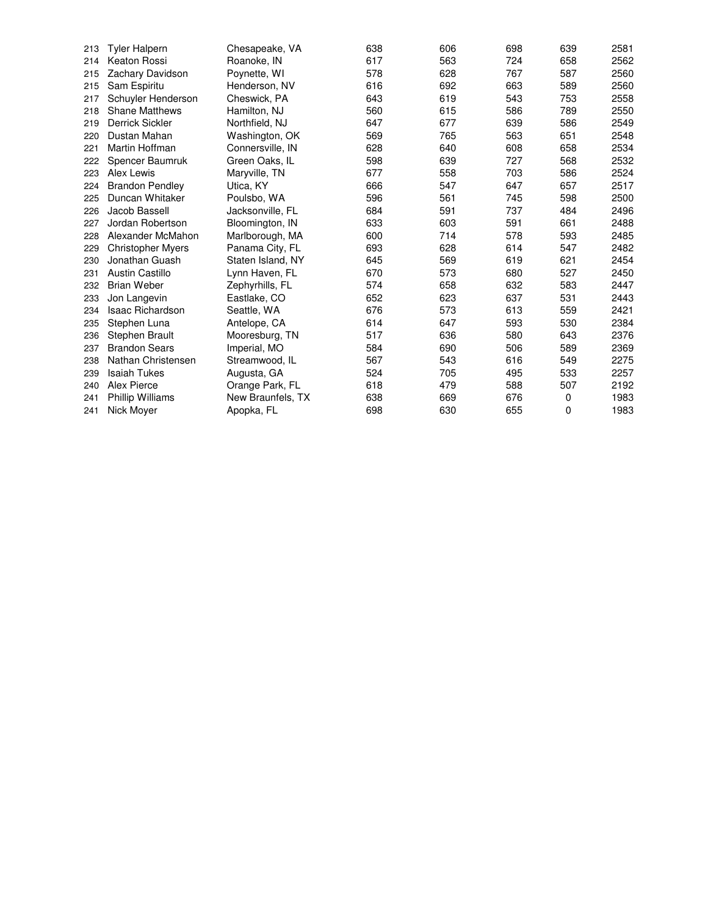| | | | | | | | |
|---|---|---|---|---|---|---|---|
| 213 | Tyler Halpern | Chesapeake, VA | 638 | 606 | 698 | 639 | 2581 |
| 214 | Keaton Rossi | Roanoke, IN | 617 | 563 | 724 | 658 | 2562 |
| 215 | Zachary Davidson | Poynette, WI | 578 | 628 | 767 | 587 | 2560 |
| 215 | Sam Espiritu | Henderson, NV | 616 | 692 | 663 | 589 | 2560 |
| 217 | Schuyler Henderson | Cheswick, PA | 643 | 619 | 543 | 753 | 2558 |
| 218 | Shane Matthews | Hamilton, NJ | 560 | 615 | 586 | 789 | 2550 |
| 219 | Derrick Sickler | Northfield, NJ | 647 | 677 | 639 | 586 | 2549 |
| 220 | Dustan Mahan | Washington, OK | 569 | 765 | 563 | 651 | 2548 |
| 221 | Martin Hoffman | Connersville, IN | 628 | 640 | 608 | 658 | 2534 |
| 222 | Spencer Baumruk | Green Oaks, IL | 598 | 639 | 727 | 568 | 2532 |
| 223 | Alex Lewis | Maryville, TN | 677 | 558 | 703 | 586 | 2524 |
| 224 | Brandon Pendley | Utica, KY | 666 | 547 | 647 | 657 | 2517 |
| 225 | Duncan Whitaker | Poulsbo, WA | 596 | 561 | 745 | 598 | 2500 |
| 226 | Jacob Bassell | Jacksonville, FL | 684 | 591 | 737 | 484 | 2496 |
| 227 | Jordan Robertson | Bloomington, IN | 633 | 603 | 591 | 661 | 2488 |
| 228 | Alexander McMahon | Marlborough, MA | 600 | 714 | 578 | 593 | 2485 |
| 229 | Christopher Myers | Panama City, FL | 693 | 628 | 614 | 547 | 2482 |
| 230 | Jonathan Guash | Staten Island, NY | 645 | 569 | 619 | 621 | 2454 |
| 231 | Austin Castillo | Lynn Haven, FL | 670 | 573 | 680 | 527 | 2450 |
| 232 | Brian Weber | Zephyrhills, FL | 574 | 658 | 632 | 583 | 2447 |
| 233 | Jon Langevin | Eastlake, CO | 652 | 623 | 637 | 531 | 2443 |
| 234 | Isaac Richardson | Seattle, WA | 676 | 573 | 613 | 559 | 2421 |
| 235 | Stephen Luna | Antelope, CA | 614 | 647 | 593 | 530 | 2384 |
| 236 | Stephen Brault | Mooresburg, TN | 517 | 636 | 580 | 643 | 2376 |
| 237 | Brandon Sears | Imperial, MO | 584 | 690 | 506 | 589 | 2369 |
| 238 | Nathan Christensen | Streamwood, IL | 567 | 543 | 616 | 549 | 2275 |
| 239 | Isaiah Tukes | Augusta, GA | 524 | 705 | 495 | 533 | 2257 |
| 240 | Alex Pierce | Orange Park, FL | 618 | 479 | 588 | 507 | 2192 |
| 241 | Phillip Williams | New Braunfels, TX | 638 | 669 | 676 | 0 | 1983 |
| 241 | Nick Moyer | Apopka, FL | 698 | 630 | 655 | 0 | 1983 |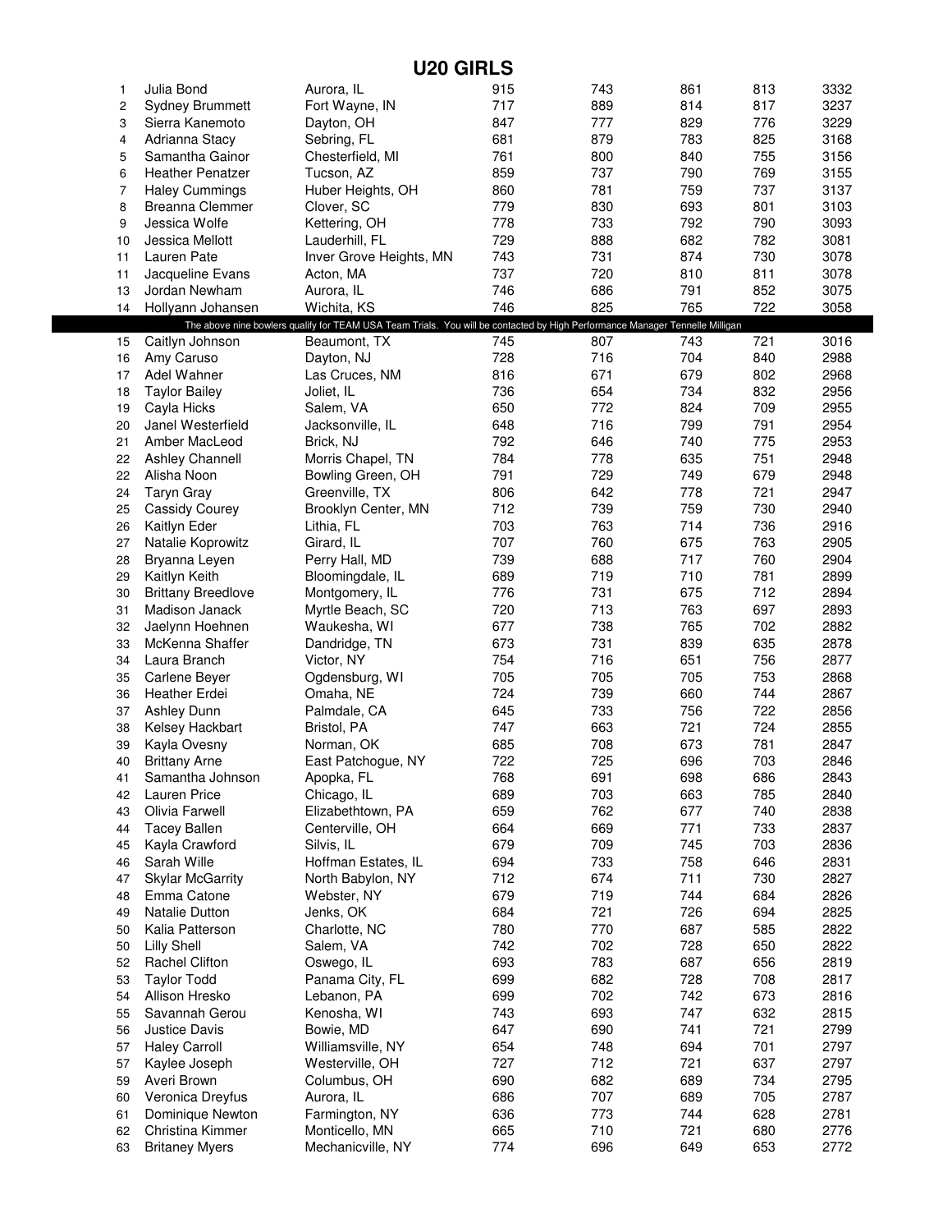# U20 GIRLS

| | | | | | | | |
|---|---|---|---|---|---|---|---|
| 1 | Julia Bond | Aurora, IL | 915 | 743 | 861 | 813 | 3332 |
| 2 | Sydney Brummett | Fort Wayne, IN | 717 | 889 | 814 | 817 | 3237 |
| 3 | Sierra Kanemoto | Dayton, OH | 847 | 777 | 829 | 776 | 3229 |
| 4 | Adrianna Stacy | Sebring, FL | 681 | 879 | 783 | 825 | 3168 |
| 5 | Samantha Gainor | Chesterfield, MI | 761 | 800 | 840 | 755 | 3156 |
| 6 | Heather Penatzer | Tucson, AZ | 859 | 737 | 790 | 769 | 3155 |
| 7 | Haley Cummings | Huber Heights, OH | 860 | 781 | 759 | 737 | 3137 |
| 8 | Breanna Clemmer | Clover, SC | 779 | 830 | 693 | 801 | 3103 |
| 9 | Jessica Wolfe | Kettering, OH | 778 | 733 | 792 | 790 | 3093 |
| 10 | Jessica Mellott | Lauderhill, FL | 729 | 888 | 682 | 782 | 3081 |
| 11 | Lauren Pate | Inver Grove Heights, MN | 743 | 731 | 874 | 730 | 3078 |
| 11 | Jacqueline Evans | Acton, MA | 737 | 720 | 810 | 811 | 3078 |
| 13 | Jordan Newham | Aurora, IL | 746 | 686 | 791 | 852 | 3075 |
| 14 | Hollyann Johansen | Wichita, KS | 746 | 825 | 765 | 722 | 3058 |
| | The above nine bowlers qualify for TEAM USA Team Trials. You will be contacted by High Performance Manager Tennelle Milligan | | | | | | |
| 15 | Caitlyn Johnson | Beaumont, TX | 745 | 807 | 743 | 721 | 3016 |
| 16 | Amy Caruso | Dayton, NJ | 728 | 716 | 704 | 840 | 2988 |
| 17 | Adel Wahner | Las Cruces, NM | 816 | 671 | 679 | 802 | 2968 |
| 18 | Taylor Bailey | Joliet, IL | 736 | 654 | 734 | 832 | 2956 |
| 19 | Cayla Hicks | Salem, VA | 650 | 772 | 824 | 709 | 2955 |
| 20 | Janel Westerfield | Jacksonville, IL | 648 | 716 | 799 | 791 | 2954 |
| 21 | Amber MacLeod | Brick, NJ | 792 | 646 | 740 | 775 | 2953 |
| 22 | Ashley Channell | Morris Chapel, TN | 784 | 778 | 635 | 751 | 2948 |
| 22 | Alisha Noon | Bowling Green, OH | 791 | 729 | 749 | 679 | 2948 |
| 24 | Taryn Gray | Greenville, TX | 806 | 642 | 778 | 721 | 2947 |
| 25 | Cassidy Courey | Brooklyn Center, MN | 712 | 739 | 759 | 730 | 2940 |
| 26 | Kaitlyn Eder | Lithia, FL | 703 | 763 | 714 | 736 | 2916 |
| 27 | Natalie Koprowitz | Girard, IL | 707 | 760 | 675 | 763 | 2905 |
| 28 | Bryanna Leyen | Perry Hall, MD | 739 | 688 | 717 | 760 | 2904 |
| 29 | Kaitlyn Keith | Bloomingdale, IL | 689 | 719 | 710 | 781 | 2899 |
| 30 | Brittany Breedlove | Montgomery, IL | 776 | 731 | 675 | 712 | 2894 |
| 31 | Madison Janack | Myrtle Beach, SC | 720 | 713 | 763 | 697 | 2893 |
| 32 | Jaelynn Hoehnen | Waukesha, WI | 677 | 738 | 765 | 702 | 2882 |
| 33 | McKenna Shaffer | Dandridge, TN | 673 | 731 | 839 | 635 | 2878 |
| 34 | Laura Branch | Victor, NY | 754 | 716 | 651 | 756 | 2877 |
| 35 | Carlene Beyer | Ogdensburg, WI | 705 | 705 | 705 | 753 | 2868 |
| 36 | Heather Erdei | Omaha, NE | 724 | 739 | 660 | 744 | 2867 |
| 37 | Ashley Dunn | Palmdale, CA | 645 | 733 | 756 | 722 | 2856 |
| 38 | Kelsey Hackbart | Bristol, PA | 747 | 663 | 721 | 724 | 2855 |
| 39 | Kayla Ovesny | Norman, OK | 685 | 708 | 673 | 781 | 2847 |
| 40 | Brittany Arne | East Patchogue, NY | 722 | 725 | 696 | 703 | 2846 |
| 41 | Samantha Johnson | Apopka, FL | 768 | 691 | 698 | 686 | 2843 |
| 42 | Lauren Price | Chicago, IL | 689 | 703 | 663 | 785 | 2840 |
| 43 | Olivia Farwell | Elizabethtown, PA | 659 | 762 | 677 | 740 | 2838 |
| 44 | Tacey Ballen | Centerville, OH | 664 | 669 | 771 | 733 | 2837 |
| 45 | Kayla Crawford | Silvis, IL | 679 | 709 | 745 | 703 | 2836 |
| 46 | Sarah Wille | Hoffman Estates, IL | 694 | 733 | 758 | 646 | 2831 |
| 47 | Skylar McGarrity | North Babylon, NY | 712 | 674 | 711 | 730 | 2827 |
| 48 | Emma Catone | Webster, NY | 679 | 719 | 744 | 684 | 2826 |
| 49 | Natalie Dutton | Jenks, OK | 684 | 721 | 726 | 694 | 2825 |
| 50 | Kalia Patterson | Charlotte, NC | 780 | 770 | 687 | 585 | 2822 |
| 50 | Lilly Shell | Salem, VA | 742 | 702 | 728 | 650 | 2822 |
| 52 | Rachel Clifton | Oswego, IL | 693 | 783 | 687 | 656 | 2819 |
| 53 | Taylor Todd | Panama City, FL | 699 | 682 | 728 | 708 | 2817 |
| 54 | Allison Hresko | Lebanon, PA | 699 | 702 | 742 | 673 | 2816 |
| 55 | Savannah Gerou | Kenosha, WI | 743 | 693 | 747 | 632 | 2815 |
| 56 | Justice Davis | Bowie, MD | 647 | 690 | 741 | 721 | 2799 |
| 57 | Haley Carroll | Williamsville, NY | 654 | 748 | 694 | 701 | 2797 |
| 57 | Kaylee Joseph | Westerville, OH | 727 | 712 | 721 | 637 | 2797 |
| 59 | Averi Brown | Columbus, OH | 690 | 682 | 689 | 734 | 2795 |
| 60 | Veronica Dreyfus | Aurora, IL | 686 | 707 | 689 | 705 | 2787 |
| 61 | Dominique Newton | Farmington, NY | 636 | 773 | 744 | 628 | 2781 |
| 62 | Christina Kimmer | Monticello, MN | 665 | 710 | 721 | 680 | 2776 |
| 63 | Britaney Myers | Mechanicville, NY | 774 | 696 | 649 | 653 | 2772 |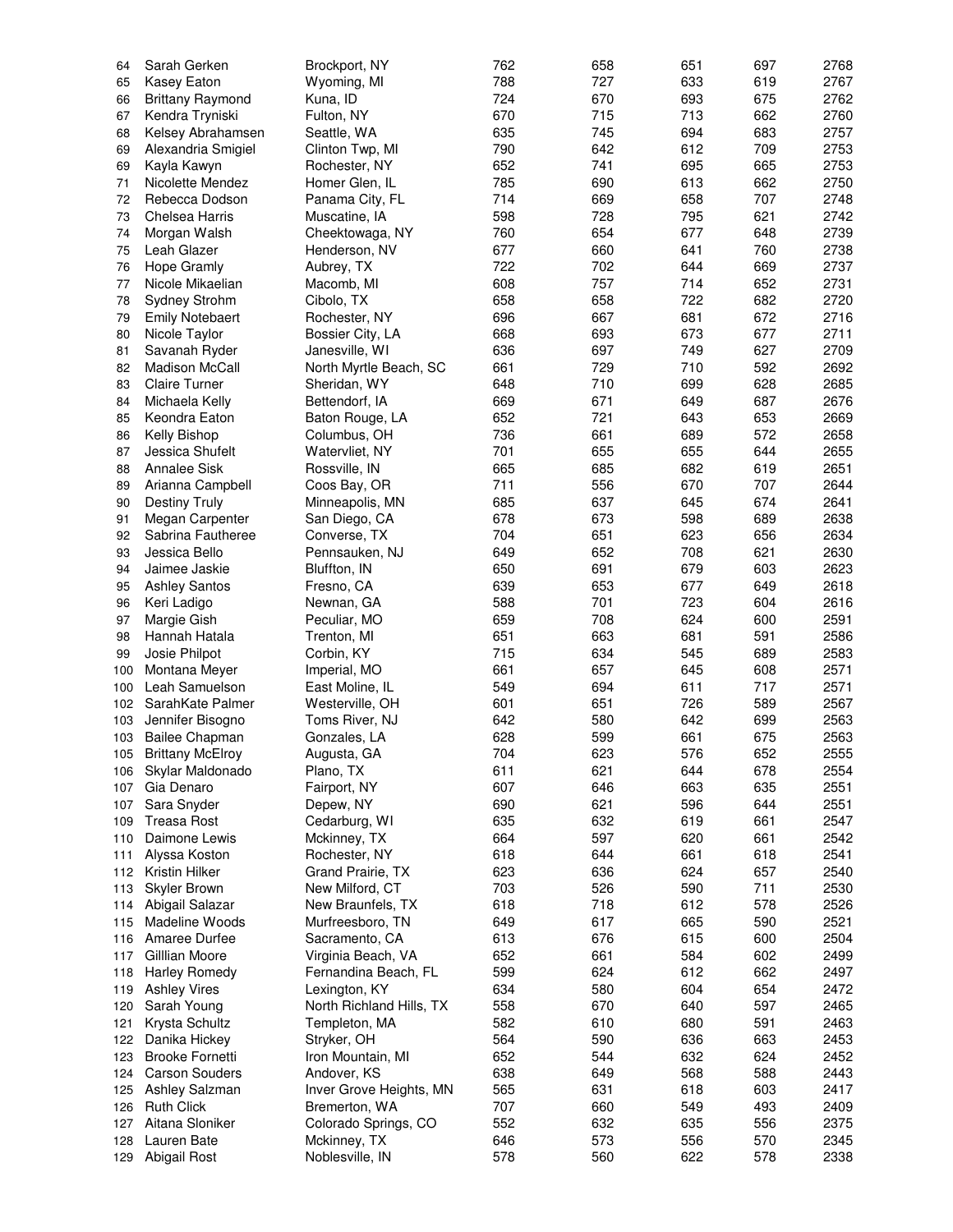| | | | | | | | |
|---|---|---|---|---|---|---|---|
| 64 | Sarah Gerken | Brockport, NY | 762 | 658 | 651 | 697 | 2768 |
| 65 | Kasey Eaton | Wyoming, MI | 788 | 727 | 633 | 619 | 2767 |
| 66 | Brittany Raymond | Kuna, ID | 724 | 670 | 693 | 675 | 2762 |
| 67 | Kendra Tryniski | Fulton, NY | 670 | 715 | 713 | 662 | 2760 |
| 68 | Kelsey Abrahamsen | Seattle, WA | 635 | 745 | 694 | 683 | 2757 |
| 69 | Alexandria Smigiel | Clinton Twp, MI | 790 | 642 | 612 | 709 | 2753 |
| 69 | Kayla Kawyn | Rochester, NY | 652 | 741 | 695 | 665 | 2753 |
| 71 | Nicolette Mendez | Homer Glen, IL | 785 | 690 | 613 | 662 | 2750 |
| 72 | Rebecca Dodson | Panama City, FL | 714 | 669 | 658 | 707 | 2748 |
| 73 | Chelsea Harris | Muscatine, IA | 598 | 728 | 795 | 621 | 2742 |
| 74 | Morgan Walsh | Cheektowaga, NY | 760 | 654 | 677 | 648 | 2739 |
| 75 | Leah Glazer | Henderson, NV | 677 | 660 | 641 | 760 | 2738 |
| 76 | Hope Gramly | Aubrey, TX | 722 | 702 | 644 | 669 | 2737 |
| 77 | Nicole Mikaelian | Macomb, MI | 608 | 757 | 714 | 652 | 2731 |
| 78 | Sydney Strohm | Cibolo, TX | 658 | 658 | 722 | 682 | 2720 |
| 79 | Emily Notebaert | Rochester, NY | 696 | 667 | 681 | 672 | 2716 |
| 80 | Nicole Taylor | Bossier City, LA | 668 | 693 | 673 | 677 | 2711 |
| 81 | Savanah Ryder | Janesville, WI | 636 | 697 | 749 | 627 | 2709 |
| 82 | Madison McCall | North Myrtle Beach, SC | 661 | 729 | 710 | 592 | 2692 |
| 83 | Claire Turner | Sheridan, WY | 648 | 710 | 699 | 628 | 2685 |
| 84 | Michaela Kelly | Bettendorf, IA | 669 | 671 | 649 | 687 | 2676 |
| 85 | Keondra Eaton | Baton Rouge, LA | 652 | 721 | 643 | 653 | 2669 |
| 86 | Kelly Bishop | Columbus, OH | 736 | 661 | 689 | 572 | 2658 |
| 87 | Jessica Shufelt | Watervliet, NY | 701 | 655 | 655 | 644 | 2655 |
| 88 | Annalee Sisk | Rossville, IN | 665 | 685 | 682 | 619 | 2651 |
| 89 | Arianna Campbell | Coos Bay, OR | 711 | 556 | 670 | 707 | 2644 |
| 90 | Destiny Truly | Minneapolis, MN | 685 | 637 | 645 | 674 | 2641 |
| 91 | Megan Carpenter | San Diego, CA | 678 | 673 | 598 | 689 | 2638 |
| 92 | Sabrina Fautheree | Converse, TX | 704 | 651 | 623 | 656 | 2634 |
| 93 | Jessica Bello | Pennsauken, NJ | 649 | 652 | 708 | 621 | 2630 |
| 94 | Jaimee Jaskie | Bluffton, IN | 650 | 691 | 679 | 603 | 2623 |
| 95 | Ashley Santos | Fresno, CA | 639 | 653 | 677 | 649 | 2618 |
| 96 | Keri Ladigo | Newnan, GA | 588 | 701 | 723 | 604 | 2616 |
| 97 | Margie Gish | Peculiar, MO | 659 | 708 | 624 | 600 | 2591 |
| 98 | Hannah Hatala | Trenton, MI | 651 | 663 | 681 | 591 | 2586 |
| 99 | Josie Philpot | Corbin, KY | 715 | 634 | 545 | 689 | 2583 |
| 100 | Montana Meyer | Imperial, MO | 661 | 657 | 645 | 608 | 2571 |
| 100 | Leah Samuelson | East Moline, IL | 549 | 694 | 611 | 717 | 2571 |
| 102 | SarahKate Palmer | Westerville, OH | 601 | 651 | 726 | 589 | 2567 |
| 103 | Jennifer Bisogno | Toms River, NJ | 642 | 580 | 642 | 699 | 2563 |
| 103 | Bailee Chapman | Gonzales, LA | 628 | 599 | 661 | 675 | 2563 |
| 105 | Brittany McElroy | Augusta, GA | 704 | 623 | 576 | 652 | 2555 |
| 106 | Skylar Maldonado | Plano, TX | 611 | 621 | 644 | 678 | 2554 |
| 107 | Gia Denaro | Fairport, NY | 607 | 646 | 663 | 635 | 2551 |
| 107 | Sara Snyder | Depew, NY | 690 | 621 | 596 | 644 | 2551 |
| 109 | Treasa Rost | Cedarburg, WI | 635 | 632 | 619 | 661 | 2547 |
| 110 | Daimone Lewis | Mckinney, TX | 664 | 597 | 620 | 661 | 2542 |
| 111 | Alyssa Koston | Rochester, NY | 618 | 644 | 661 | 618 | 2541 |
| 112 | Kristin Hilker | Grand Prairie, TX | 623 | 636 | 624 | 657 | 2540 |
| 113 | Skyler Brown | New Milford, CT | 703 | 526 | 590 | 711 | 2530 |
| 114 | Abigail Salazar | New Braunfels, TX | 618 | 718 | 612 | 578 | 2526 |
| 115 | Madeline Woods | Murfreesboro, TN | 649 | 617 | 665 | 590 | 2521 |
| 116 | Amaree Durfee | Sacramento, CA | 613 | 676 | 615 | 600 | 2504 |
| 117 | Gilllian Moore | Virginia Beach, VA | 652 | 661 | 584 | 602 | 2499 |
| 118 | Harley Romedy | Fernandina Beach, FL | 599 | 624 | 612 | 662 | 2497 |
| 119 | Ashley Vires | Lexington, KY | 634 | 580 | 604 | 654 | 2472 |
| 120 | Sarah Young | North Richland Hills, TX | 558 | 670 | 640 | 597 | 2465 |
| 121 | Krysta Schultz | Templeton, MA | 582 | 610 | 680 | 591 | 2463 |
| 122 | Danika Hickey | Stryker, OH | 564 | 590 | 636 | 663 | 2453 |
| 123 | Brooke Fornetti | Iron Mountain, MI | 652 | 544 | 632 | 624 | 2452 |
| 124 | Carson Souders | Andover, KS | 638 | 649 | 568 | 588 | 2443 |
| 125 | Ashley Salzman | Inver Grove Heights, MN | 565 | 631 | 618 | 603 | 2417 |
| 126 | Ruth Click | Bremerton, WA | 707 | 660 | 549 | 493 | 2409 |
| 127 | Aitana Sloniker | Colorado Springs, CO | 552 | 632 | 635 | 556 | 2375 |
| 128 | Lauren Bate | Mckinney, TX | 646 | 573 | 556 | 570 | 2345 |
| 129 | Abigail Rost | Noblesville, IN | 578 | 560 | 622 | 578 | 2338 |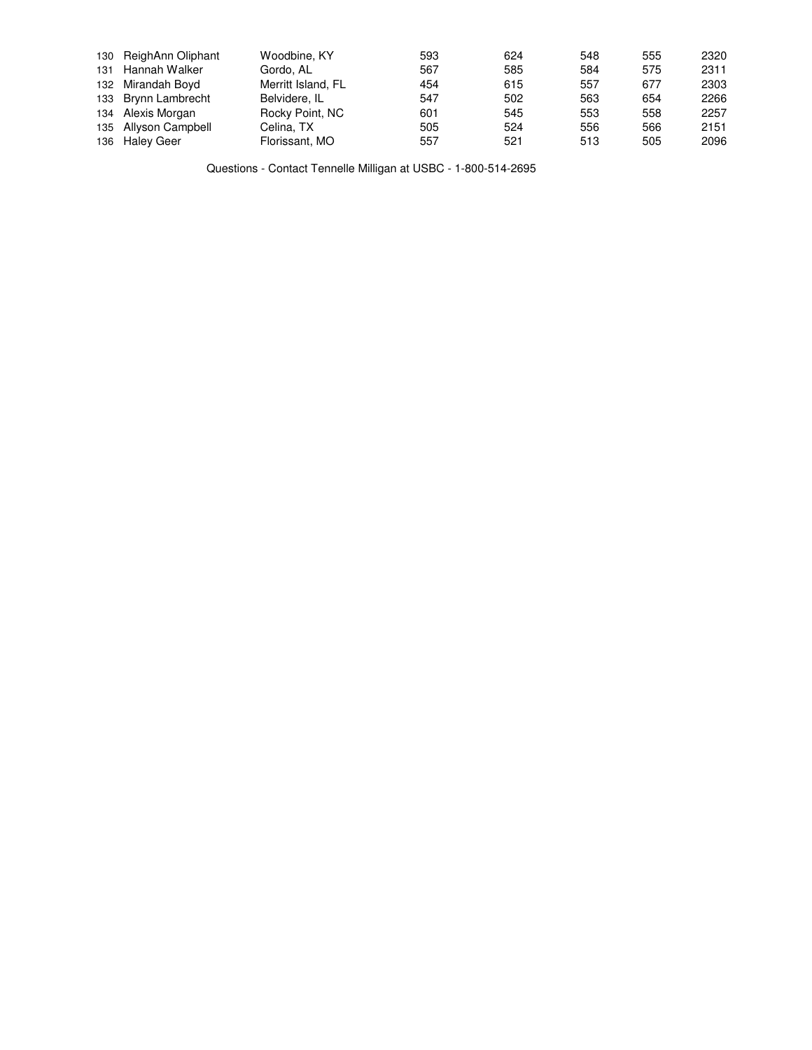| | | | | | | | |
|---|---|---|---|---|---|---|---|
| 130 | ReighAnn Oliphant | Woodbine, KY | 593 | 624 | 548 | 555 | 2320 |
| 131 | Hannah Walker | Gordo, AL | 567 | 585 | 584 | 575 | 2311 |
| 132 | Mirandah Boyd | Merritt Island, FL | 454 | 615 | 557 | 677 | 2303 |
| 133 | Brynn Lambrecht | Belvidere, IL | 547 | 502 | 563 | 654 | 2266 |
| 134 | Alexis Morgan | Rocky Point, NC | 601 | 545 | 553 | 558 | 2257 |
| 135 | Allyson Campbell | Celina, TX | 505 | 524 | 556 | 566 | 2151 |
| 136 | Haley Geer | Florissant, MO | 557 | 521 | 513 | 505 | 2096 |

Questions - Contact Tennelle Milligan at USBC - 1-800-514-2695